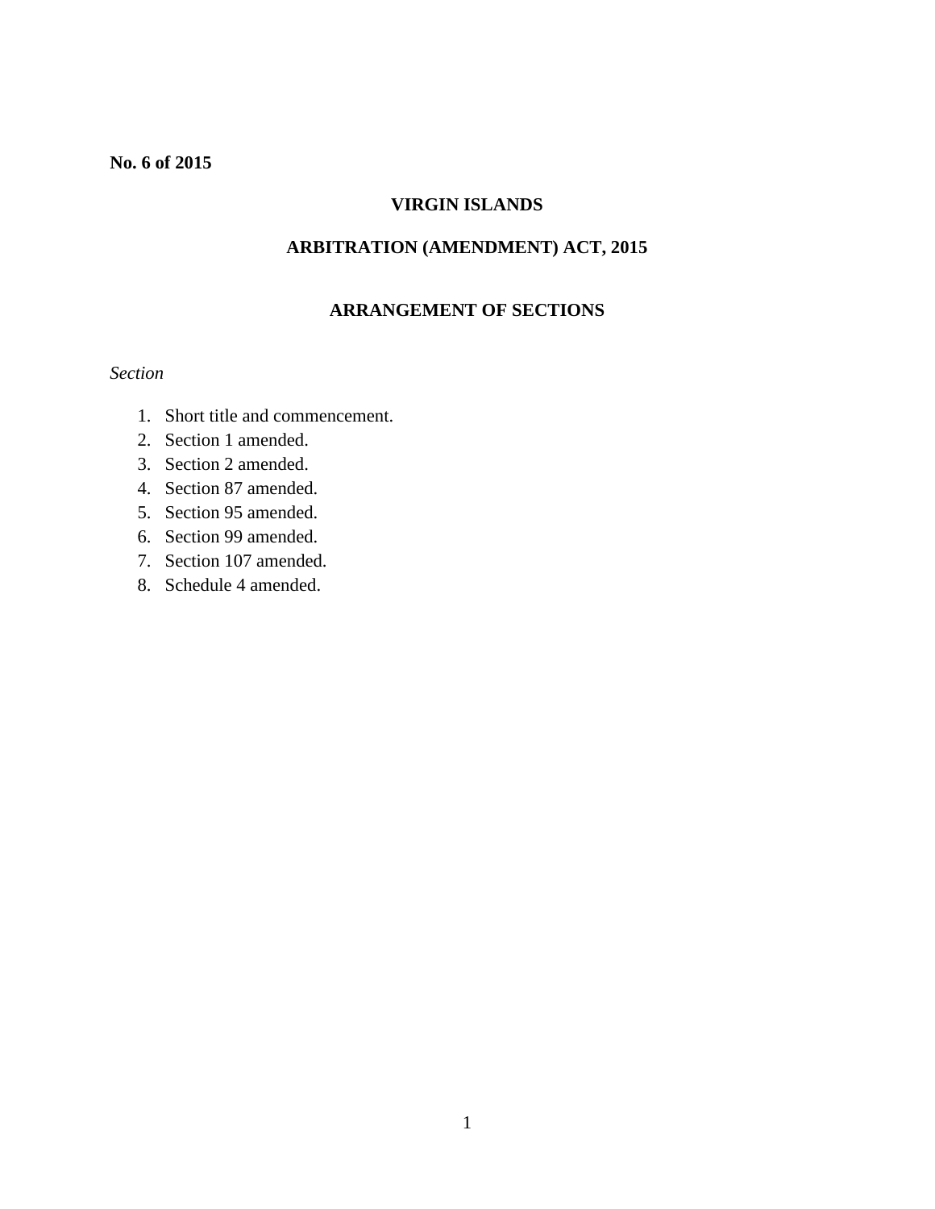**No. 6 of 2015**

# VIRGIN ISLANDS

## ARBITRATION (AMENDMENT) ACT, 2015

### ARRANGEMENT OF SECTIONS

*Section*

1. Short title and commencement.
2. Section 1 amended.
3. Section 2 amended.
4. Section 87 amended.
5. Section 95 amended.
6. Section 99 amended.
7. Section 107 amended.
8. Schedule 4 amended.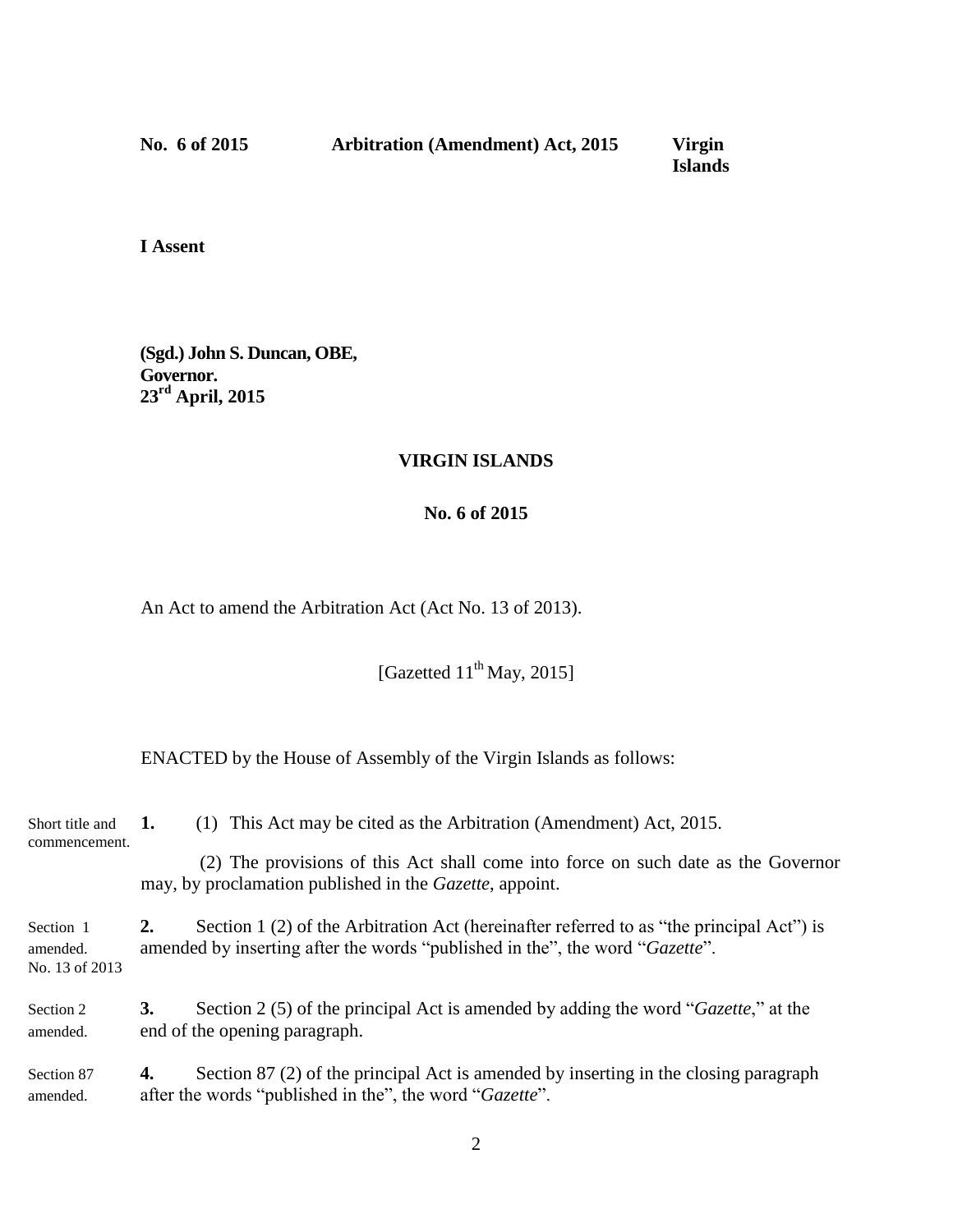**No. 6 of 2015** **Arbitration (Amendment) Act, 2015** **Virgin Islands**

**I Assent**

**(Sgd.) John S. Duncan, OBE,**
**Governor.**
**23rd April, 2015**

## VIRGIN ISLANDS

## No. 6 of 2015

An Act to amend the Arbitration Act (Act No. 13 of 2013).

[Gazetted 11th May, 2015]

ENACTED by the House of Assembly of the Virgin Islands as follows:

Short title and commencement.

**1.** (1) This Act may be cited as the Arbitration (Amendment) Act, 2015.

(2) The provisions of this Act shall come into force on such date as the Governor may, by proclamation published in the *Gazette*, appoint.

Section 1 amended. No. 13 of 2013

**2.** Section 1 (2) of the Arbitration Act (hereinafter referred to as "the principal Act") is amended by inserting after the words "published in the", the word "*Gazette*".

Section 2 amended.

**3.** Section 2 (5) of the principal Act is amended by adding the word "*Gazette*," at the end of the opening paragraph.

Section 87 amended.

**4.** Section 87 (2) of the principal Act is amended by inserting in the closing paragraph after the words "published in the", the word "*Gazette*".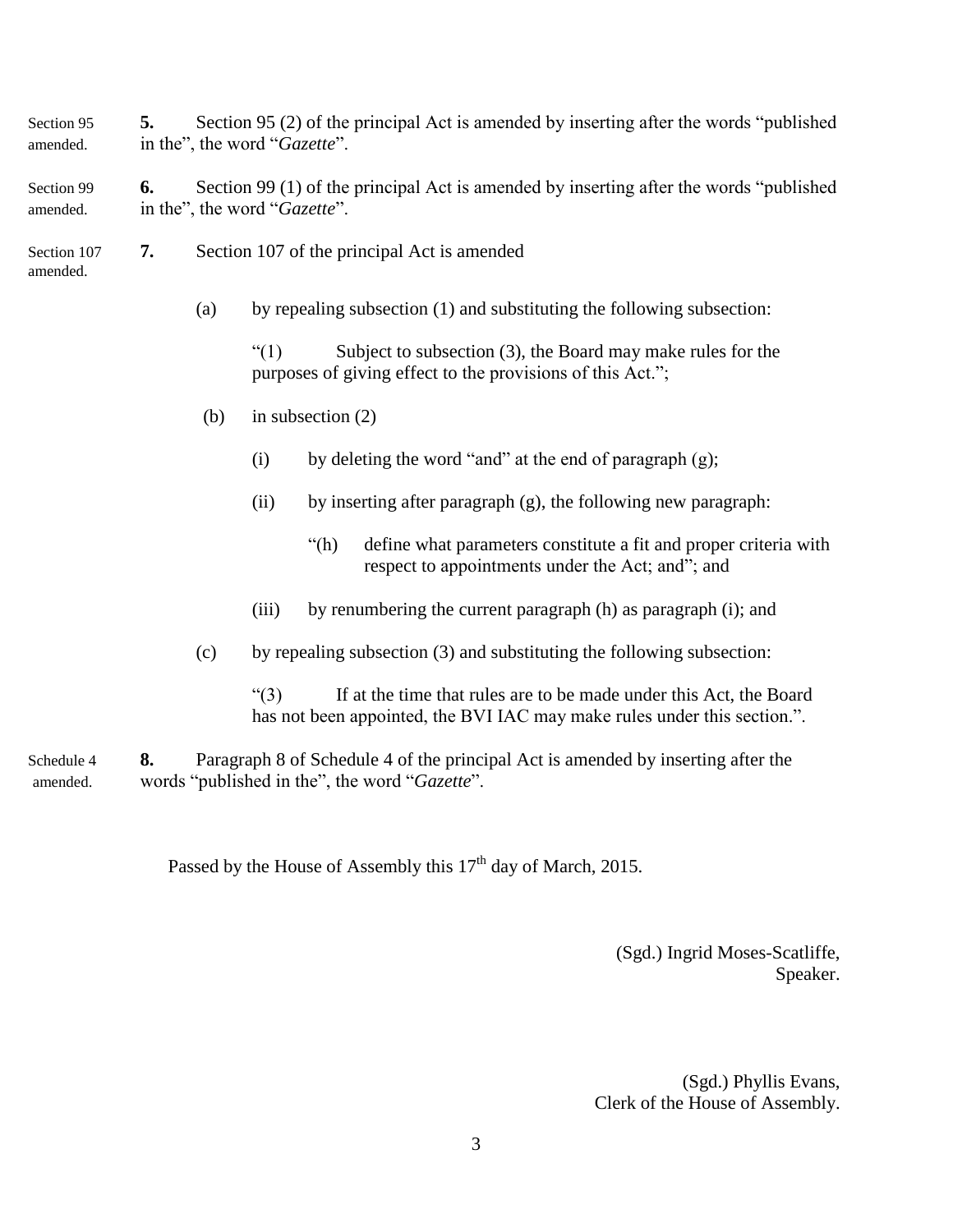Section 95 amended.

**5.** Section 95 (2) of the principal Act is amended by inserting after the words "published in the", the word "*Gazette*".

Section 99 amended.

**6.** Section 99 (1) of the principal Act is amended by inserting after the words "published in the", the word "*Gazette*".

Section 107 amended.

**7.** Section 107 of the principal Act is amended

(a) by repealing subsection (1) and substituting the following subsection:

"(1) Subject to subsection (3), the Board may make rules for the purposes of giving effect to the provisions of this Act.";

(b) in subsection (2)

(i) by deleting the word "and" at the end of paragraph (g);

(ii) by inserting after paragraph (g), the following new paragraph:

"(h) define what parameters constitute a fit and proper criteria with respect to appointments under the Act; and"; and

(iii) by renumbering the current paragraph (h) as paragraph (i); and

(c) by repealing subsection (3) and substituting the following subsection:

"(3) If at the time that rules are to be made under this Act, the Board has not been appointed, the BVI IAC may make rules under this section.".

Schedule 4 amended.

**8.** Paragraph 8 of Schedule 4 of the principal Act is amended by inserting after the words "published in the", the word "*Gazette*".

Passed by the House of Assembly this 17th day of March, 2015.

(Sgd.) Ingrid Moses-Scatliffe,
Speaker.

(Sgd.) Phyllis Evans,
Clerk of the House of Assembly.